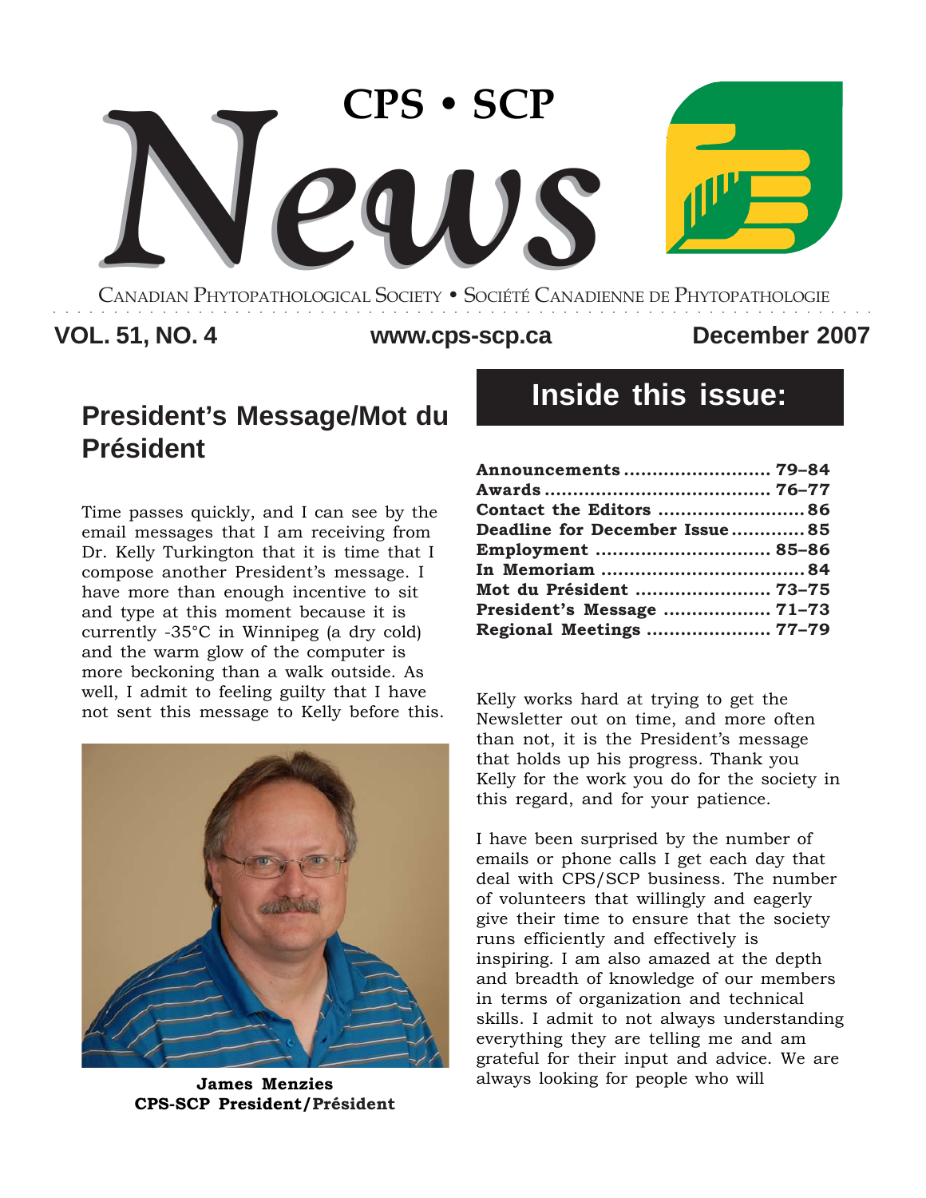# CPS • SCP News

CANADIAN PHYTOPATHOLOGICAL SOCIETY • SOCIÉTÉ CANADIENNE DE PHYTOPATHOLOGIE

**VOL. 51, NO. 4** **www.cps-scp.ca** **December 2007**

## Inside this issue:

| | |
|---|---|
| **Announcements** | **79–84** |
| **Awards** | **76–77** |
| **Contact the Editors** | **86** |
| **Deadline for December Issue** | **85** |
| **Employment** | **85–86** |
| **In Memoriam** | **84** |
| **Mot du Président** | **73–75** |
| **President's Message** | **71–73** |
| **Regional Meetings** | **77–79** |

## President's Message/Mot du Président

Time passes quickly, and I can see by the email messages that I am receiving from Dr. Kelly Turkington that it is time that I compose another President's message. I have more than enough incentive to sit and type at this moment because it is currently -35°C in Winnipeg (a dry cold) and the warm glow of the computer is more beckoning than a walk outside. As well, I admit to feeling guilty that I have not sent this message to Kelly before this.

**James Menzies**
**CPS-SCP President/Président**

Kelly works hard at trying to get the Newsletter out on time, and more often than not, it is the President's message that holds up his progress. Thank you Kelly for the work you do for the society in this regard, and for your patience.

I have been surprised by the number of emails or phone calls I get each day that deal with CPS/SCP business. The number of volunteers that willingly and eagerly give their time to ensure that the society runs efficiently and effectively is inspiring. I am also amazed at the depth and breadth of knowledge of our members in terms of organization and technical skills. I admit to not always understanding everything they are telling me and am grateful for their input and advice. We are always looking for people who will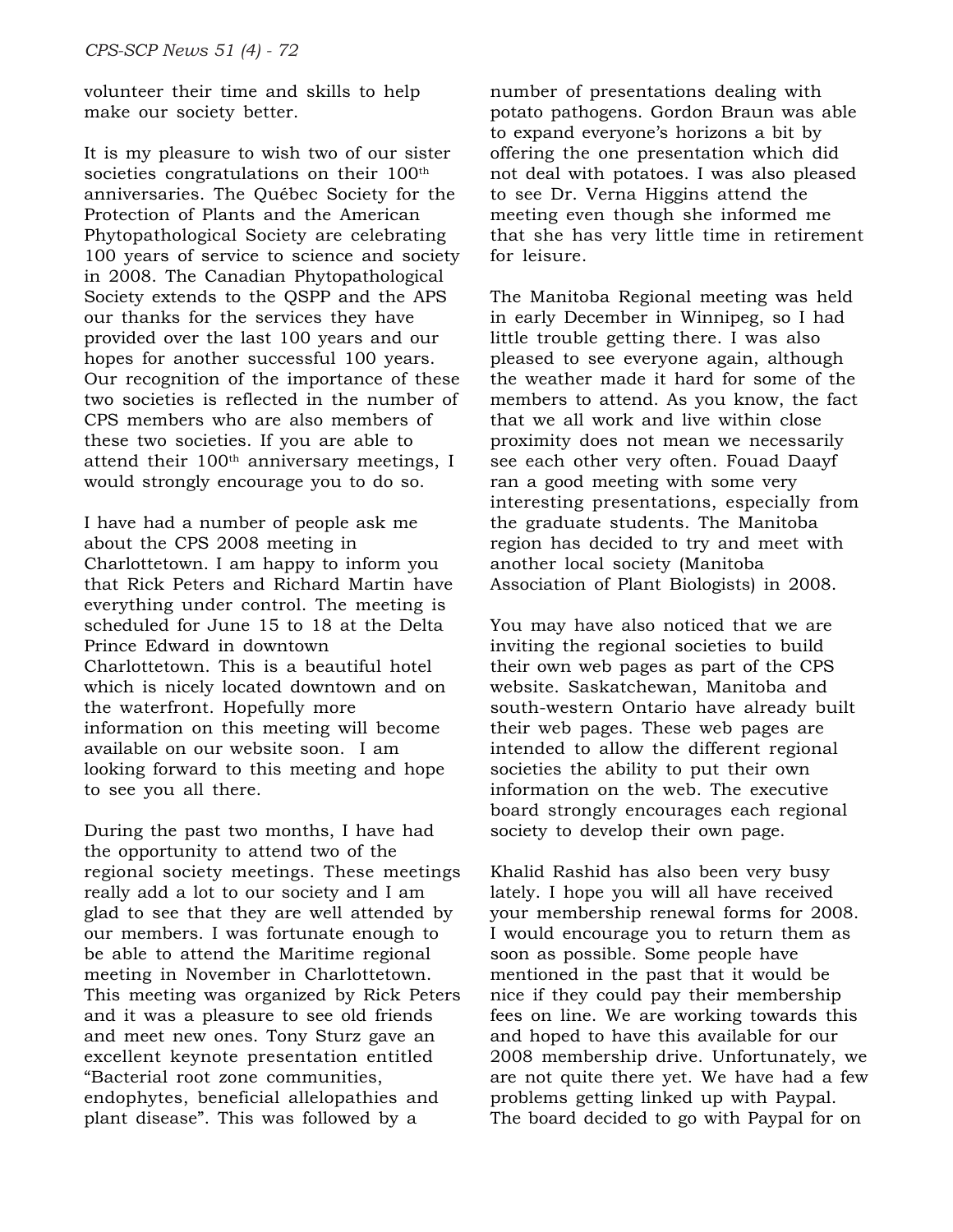volunteer their time and skills to help make our society better.

It is my pleasure to wish two of our sister societies congratulations on their 100th anniversaries. The Québec Society for the Protection of Plants and the American Phytopathological Society are celebrating 100 years of service to science and society in 2008. The Canadian Phytopathological Society extends to the QSPP and the APS our thanks for the services they have provided over the last 100 years and our hopes for another successful 100 years. Our recognition of the importance of these two societies is reflected in the number of CPS members who are also members of these two societies. If you are able to attend their 100th anniversary meetings, I would strongly encourage you to do so.

I have had a number of people ask me about the CPS 2008 meeting in Charlottetown. I am happy to inform you that Rick Peters and Richard Martin have everything under control. The meeting is scheduled for June 15 to 18 at the Delta Prince Edward in downtown Charlottetown. This is a beautiful hotel which is nicely located downtown and on the waterfront. Hopefully more information on this meeting will become available on our website soon. I am looking forward to this meeting and hope to see you all there.

During the past two months, I have had the opportunity to attend two of the regional society meetings. These meetings really add a lot to our society and I am glad to see that they are well attended by our members. I was fortunate enough to be able to attend the Maritime regional meeting in November in Charlottetown. This meeting was organized by Rick Peters and it was a pleasure to see old friends and meet new ones. Tony Sturz gave an excellent keynote presentation entitled "Bacterial root zone communities, endophytes, beneficial allelopathies and plant disease". This was followed by a number of presentations dealing with potato pathogens. Gordon Braun was able to expand everyone's horizons a bit by offering the one presentation which did not deal with potatoes. I was also pleased to see Dr. Verna Higgins attend the meeting even though she informed me that she has very little time in retirement for leisure.

The Manitoba Regional meeting was held in early December in Winnipeg, so I had little trouble getting there. I was also pleased to see everyone again, although the weather made it hard for some of the members to attend. As you know, the fact that we all work and live within close proximity does not mean we necessarily see each other very often. Fouad Daayf ran a good meeting with some very interesting presentations, especially from the graduate students. The Manitoba region has decided to try and meet with another local society (Manitoba Association of Plant Biologists) in 2008.

You may have also noticed that we are inviting the regional societies to build their own web pages as part of the CPS website. Saskatchewan, Manitoba and south-western Ontario have already built their web pages. These web pages are intended to allow the different regional societies the ability to put their own information on the web. The executive board strongly encourages each regional society to develop their own page.

Khalid Rashid has also been very busy lately. I hope you will all have received your membership renewal forms for 2008. I would encourage you to return them as soon as possible. Some people have mentioned in the past that it would be nice if they could pay their membership fees on line. We are working towards this and hoped to have this available for our 2008 membership drive. Unfortunately, we are not quite there yet. We have had a few problems getting linked up with Paypal. The board decided to go with Paypal for on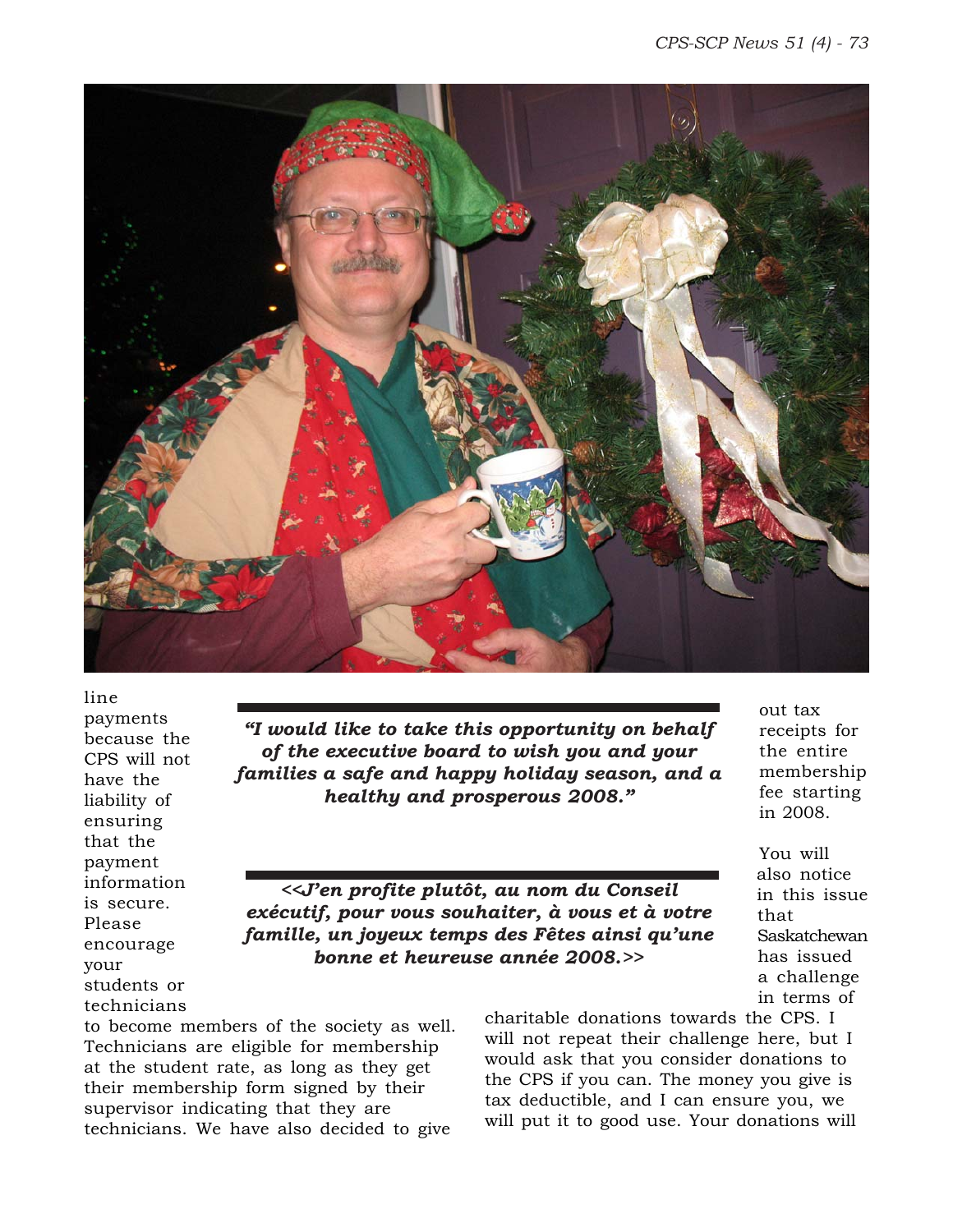line payments because the CPS will not have the liability of ensuring that the payment information is secure. Please encourage your students or technicians to become members of the society as well. Technicians are eligible for membership at the student rate, as long as they get their membership form signed by their supervisor indicating that they are technicians. We have also decided to give out tax receipts for the entire membership fee starting in 2008.

***"I would like to take this opportunity on behalf of the executive board to wish you and your families a safe and happy holiday season, and a healthy and prosperous 2008."***

***<<J'en profite plutôt, au nom du Conseil exécutif, pour vous souhaiter, à vous et à votre famille, un joyeux temps des Fêtes ainsi qu'une bonne et heureuse année 2008.>>***

You will also notice in this issue that Saskatchewan has issued a challenge in terms of charitable donations towards the CPS. I will not repeat their challenge here, but I would ask that you consider donations to the CPS if you can. The money you give is tax deductible, and I can ensure you, we will put it to good use. Your donations will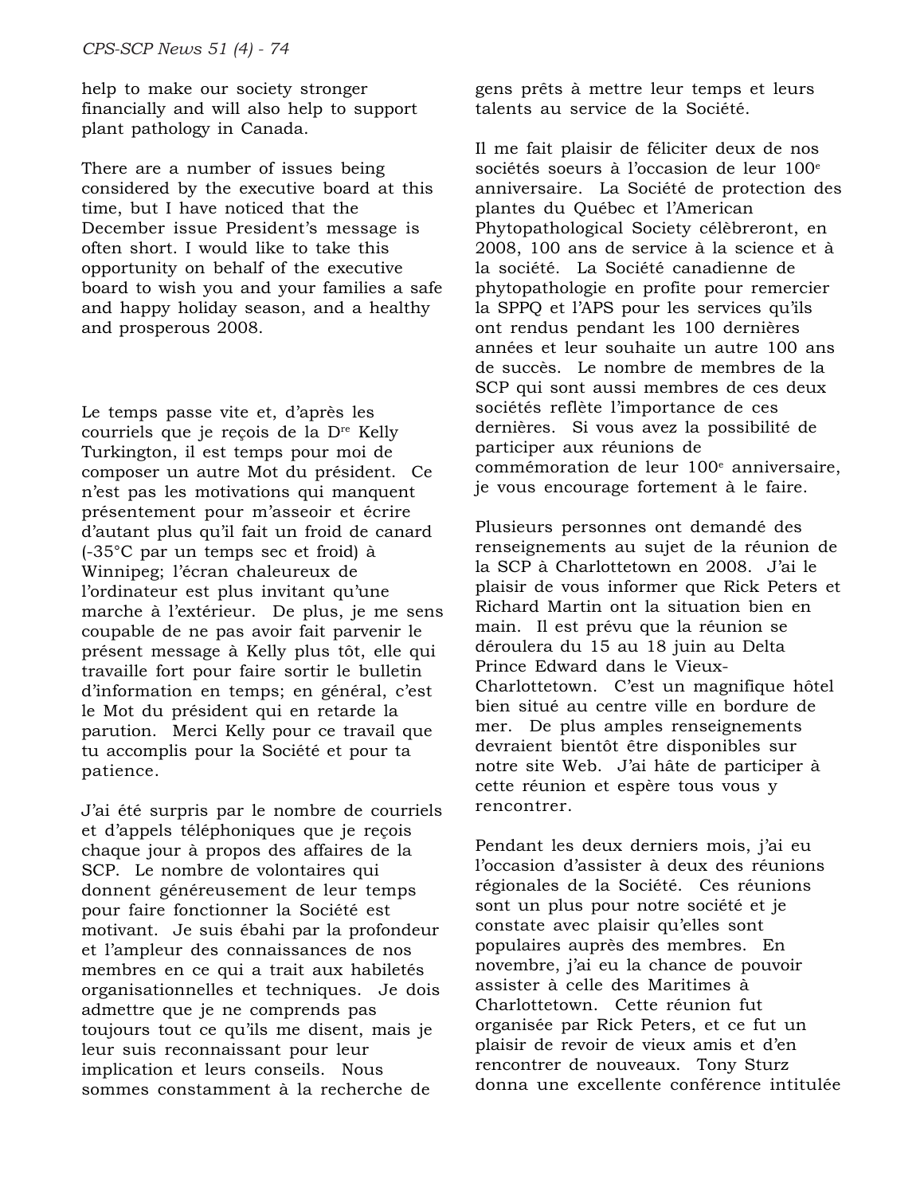help to make our society stronger financially and will also help to support plant pathology in Canada.

There are a number of issues being considered by the executive board at this time, but I have noticed that the December issue President's message is often short. I would like to take this opportunity on behalf of the executive board to wish you and your families a safe and happy holiday season, and a healthy and prosperous 2008.

Le temps passe vite et, d'après les courriels que je reçois de la D[re] Kelly Turkington, il est temps pour moi de composer un autre Mot du président. Ce n'est pas les motivations qui manquent présentement pour m'asseoir et écrire d'autant plus qu'il fait un froid de canard (-35°C par un temps sec et froid) à Winnipeg; l'écran chaleureux de l'ordinateur est plus invitant qu'une marche à l'extérieur. De plus, je me sens coupable de ne pas avoir fait parvenir le présent message à Kelly plus tôt, elle qui travaille fort pour faire sortir le bulletin d'information en temps; en général, c'est le Mot du président qui en retarde la parution. Merci Kelly pour ce travail que tu accomplis pour la Société et pour ta patience.

J'ai été surpris par le nombre de courriels et d'appels téléphoniques que je reçois chaque jour à propos des affaires de la SCP. Le nombre de volontaires qui donnent généreusement de leur temps pour faire fonctionner la Société est motivant. Je suis ébahi par la profondeur et l'ampleur des connaissances de nos membres en ce qui a trait aux habiletés organisationnelles et techniques. Je dois admettre que je ne comprends pas toujours tout ce qu'ils me disent, mais je leur suis reconnaissant pour leur implication et leurs conseils. Nous sommes constamment à la recherche de gens prêts à mettre leur temps et leurs talents au service de la Société.

Il me fait plaisir de féliciter deux de nos sociétés soeurs à l'occasion de leur 100[e] anniversaire. La Société de protection des plantes du Québec et l'American Phytopathological Society célèbreront, en 2008, 100 ans de service à la science et à la société. La Société canadienne de phytopathologie en profite pour remercier la SPPQ et l'APS pour les services qu'ils ont rendus pendant les 100 dernières années et leur souhaite un autre 100 ans de succès. Le nombre de membres de la SCP qui sont aussi membres de ces deux sociétés reflète l'importance de ces dernières. Si vous avez la possibilité de participer aux réunions de commémoration de leur 100[e] anniversaire, je vous encourage fortement à le faire.

Plusieurs personnes ont demandé des renseignements au sujet de la réunion de la SCP à Charlottetown en 2008. J'ai le plaisir de vous informer que Rick Peters et Richard Martin ont la situation bien en main. Il est prévu que la réunion se déroulera du 15 au 18 juin au Delta Prince Edward dans le Vieux-Charlottetown. C'est un magnifique hôtel bien situé au centre ville en bordure de mer. De plus amples renseignements devraient bientôt être disponibles sur notre site Web. J'ai hâte de participer à cette réunion et espère tous vous y rencontrer.

Pendant les deux derniers mois, j'ai eu l'occasion d'assister à deux des réunions régionales de la Société. Ces réunions sont un plus pour notre société et je constate avec plaisir qu'elles sont populaires auprès des membres. En novembre, j'ai eu la chance de pouvoir assister à celle des Maritimes à Charlottetown. Cette réunion fut organisée par Rick Peters, et ce fut un plaisir de revoir de vieux amis et d'en rencontrer de nouveaux. Tony Sturz donna une excellente conférence intitulée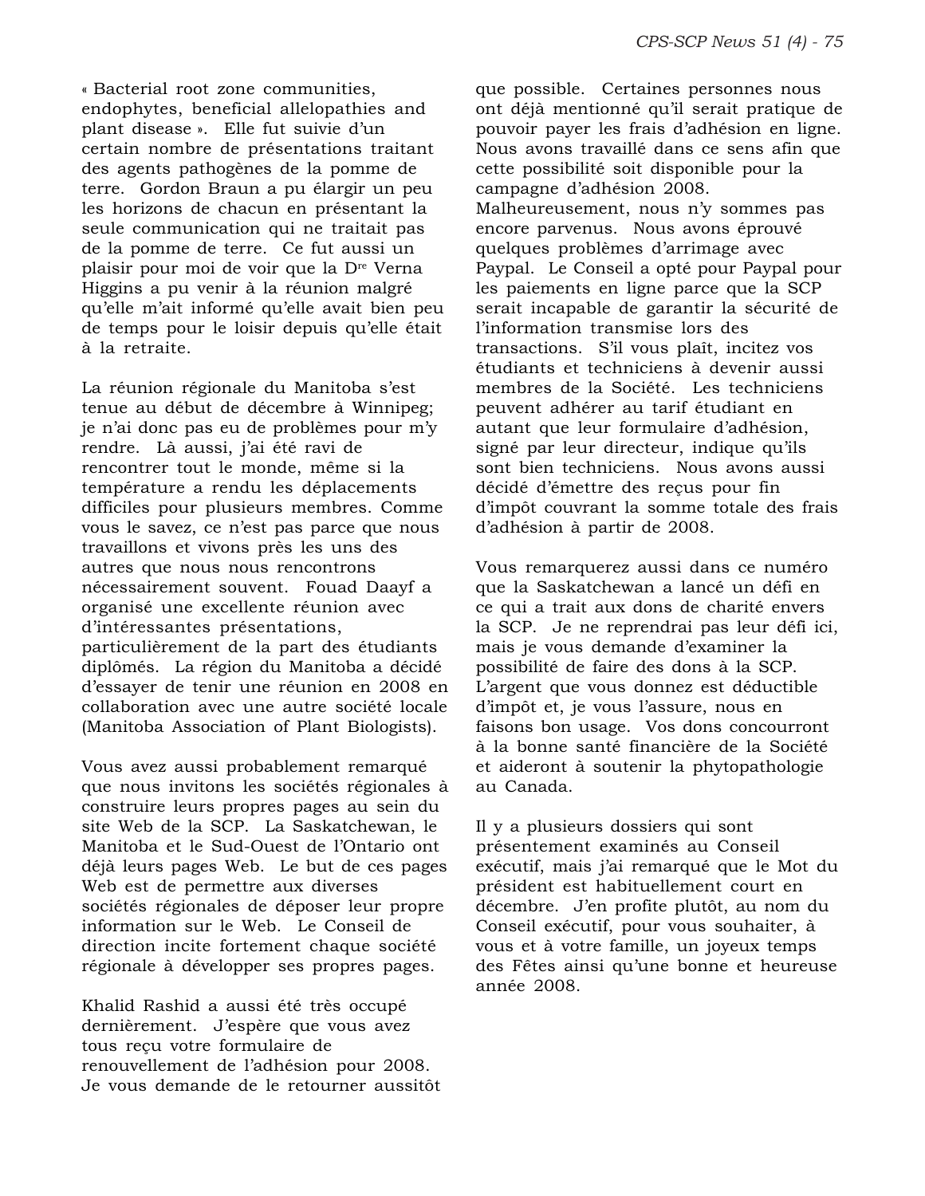« Bacterial root zone communities, endophytes, beneficial allelopathies and plant disease ». Elle fut suivie d'un certain nombre de présentations traitant des agents pathogènes de la pomme de terre. Gordon Braun a pu élargir un peu les horizons de chacun en présentant la seule communication qui ne traitait pas de la pomme de terre. Ce fut aussi un plaisir pour moi de voir que la Dre Verna Higgins a pu venir à la réunion malgré qu'elle m'ait informé qu'elle avait bien peu de temps pour le loisir depuis qu'elle était à la retraite.

La réunion régionale du Manitoba s'est tenue au début de décembre à Winnipeg; je n'ai donc pas eu de problèmes pour m'y rendre. Là aussi, j'ai été ravi de rencontrer tout le monde, même si la température a rendu les déplacements difficiles pour plusieurs membres. Comme vous le savez, ce n'est pas parce que nous travaillons et vivons près les uns des autres que nous nous rencontrons nécessairement souvent. Fouad Daayf a organisé une excellente réunion avec d'intéressantes présentations, particulièrement de la part des étudiants diplômés. La région du Manitoba a décidé d'essayer de tenir une réunion en 2008 en collaboration avec une autre société locale (Manitoba Association of Plant Biologists).

Vous avez aussi probablement remarqué que nous invitons les sociétés régionales à construire leurs propres pages au sein du site Web de la SCP. La Saskatchewan, le Manitoba et le Sud-Ouest de l'Ontario ont déjà leurs pages Web. Le but de ces pages Web est de permettre aux diverses sociétés régionales de déposer leur propre information sur le Web. Le Conseil de direction incite fortement chaque société régionale à développer ses propres pages.

Khalid Rashid a aussi été très occupé dernièrement. J'espère que vous avez tous reçu votre formulaire de renouvellement de l'adhésion pour 2008. Je vous demande de le retourner aussitôt que possible. Certaines personnes nous ont déjà mentionné qu'il serait pratique de pouvoir payer les frais d'adhésion en ligne. Nous avons travaillé dans ce sens afin que cette possibilité soit disponible pour la campagne d'adhésion 2008. Malheureusement, nous n'y sommes pas encore parvenus. Nous avons éprouvé quelques problèmes d'arrimage avec Paypal. Le Conseil a opté pour Paypal pour les paiements en ligne parce que la SCP serait incapable de garantir la sécurité de l'information transmise lors des transactions. S'il vous plaît, incitez vos étudiants et techniciens à devenir aussi membres de la Société. Les techniciens peuvent adhérer au tarif étudiant en autant que leur formulaire d'adhésion, signé par leur directeur, indique qu'ils sont bien techniciens. Nous avons aussi décidé d'émettre des reçus pour fin d'impôt couvrant la somme totale des frais d'adhésion à partir de 2008.

Vous remarquerez aussi dans ce numéro que la Saskatchewan a lancé un défi en ce qui a trait aux dons de charité envers la SCP. Je ne reprendrai pas leur défi ici, mais je vous demande d'examiner la possibilité de faire des dons à la SCP. L'argent que vous donnez est déductible d'impôt et, je vous l'assure, nous en faisons bon usage. Vos dons concourront à la bonne santé financière de la Société et aideront à soutenir la phytopathologie au Canada.

Il y a plusieurs dossiers qui sont présentement examinés au Conseil exécutif, mais j'ai remarqué que le Mot du président est habituellement court en décembre. J'en profite plutôt, au nom du Conseil exécutif, pour vous souhaiter, à vous et à votre famille, un joyeux temps des Fêtes ainsi qu'une bonne et heureuse année 2008.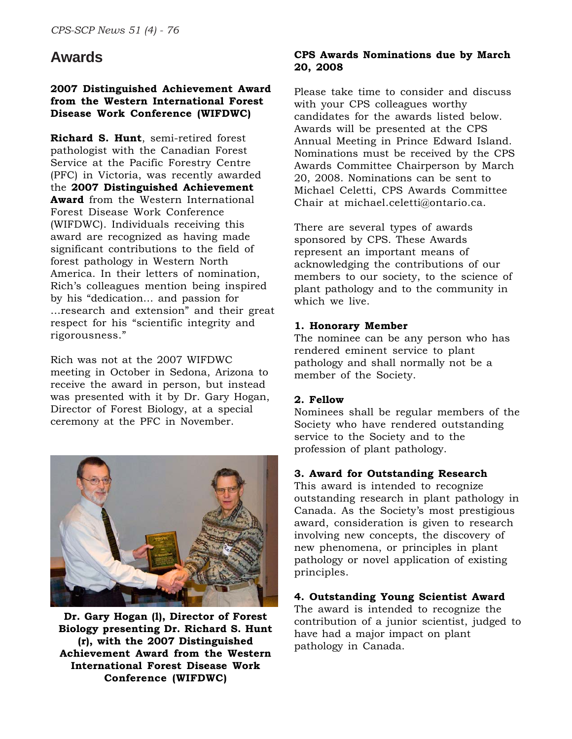# Awards

**2007 Distinguished Achievement Award from the Western International Forest Disease Work Conference (WIFDWC)**

**Richard S. Hunt**, semi-retired forest pathologist with the Canadian Forest Service at the Pacific Forestry Centre (PFC) in Victoria, was recently awarded the **2007 Distinguished Achievement Award** from the Western International Forest Disease Work Conference (WIFDWC). Individuals receiving this award are recognized as having made significant contributions to the field of forest pathology in Western North America. In their letters of nomination, Rich's colleagues mention being inspired by his "dedication... and passion for ...research and extension" and their great respect for his "scientific integrity and rigorousness."

Rich was not at the 2007 WIFDWC meeting in October in Sedona, Arizona to receive the award in person, but instead was presented with it by Dr. Gary Hogan, Director of Forest Biology, at a special ceremony at the PFC in November.

**Dr. Gary Hogan (l), Director of Forest Biology presenting Dr. Richard S. Hunt (r), with the 2007 Distinguished Achievement Award from the Western International Forest Disease Work Conference (WIFDWC)**

**CPS Awards Nominations due by March 20, 2008**

Please take time to consider and discuss with your CPS colleagues worthy candidates for the awards listed below. Awards will be presented at the CPS Annual Meeting in Prince Edward Island. Nominations must be received by the CPS Awards Committee Chairperson by March 20, 2008. Nominations can be sent to Michael Celetti, CPS Awards Committee Chair at michael.celetti@ontario.ca.

There are several types of awards sponsored by CPS. These Awards represent an important means of acknowledging the contributions of our members to our society, to the science of plant pathology and to the community in which we live.

**1. Honorary Member**
The nominee can be any person who has rendered eminent service to plant pathology and shall normally not be a member of the Society.

**2. Fellow**
Nominees shall be regular members of the Society who have rendered outstanding service to the Society and to the profession of plant pathology.

**3. Award for Outstanding Research**
This award is intended to recognize outstanding research in plant pathology in Canada. As the Society's most prestigious award, consideration is given to research involving new concepts, the discovery of new phenomena, or principles in plant pathology or novel application of existing principles.

**4. Outstanding Young Scientist Award**
The award is intended to recognize the contribution of a junior scientist, judged to have had a major impact on plant pathology in Canada.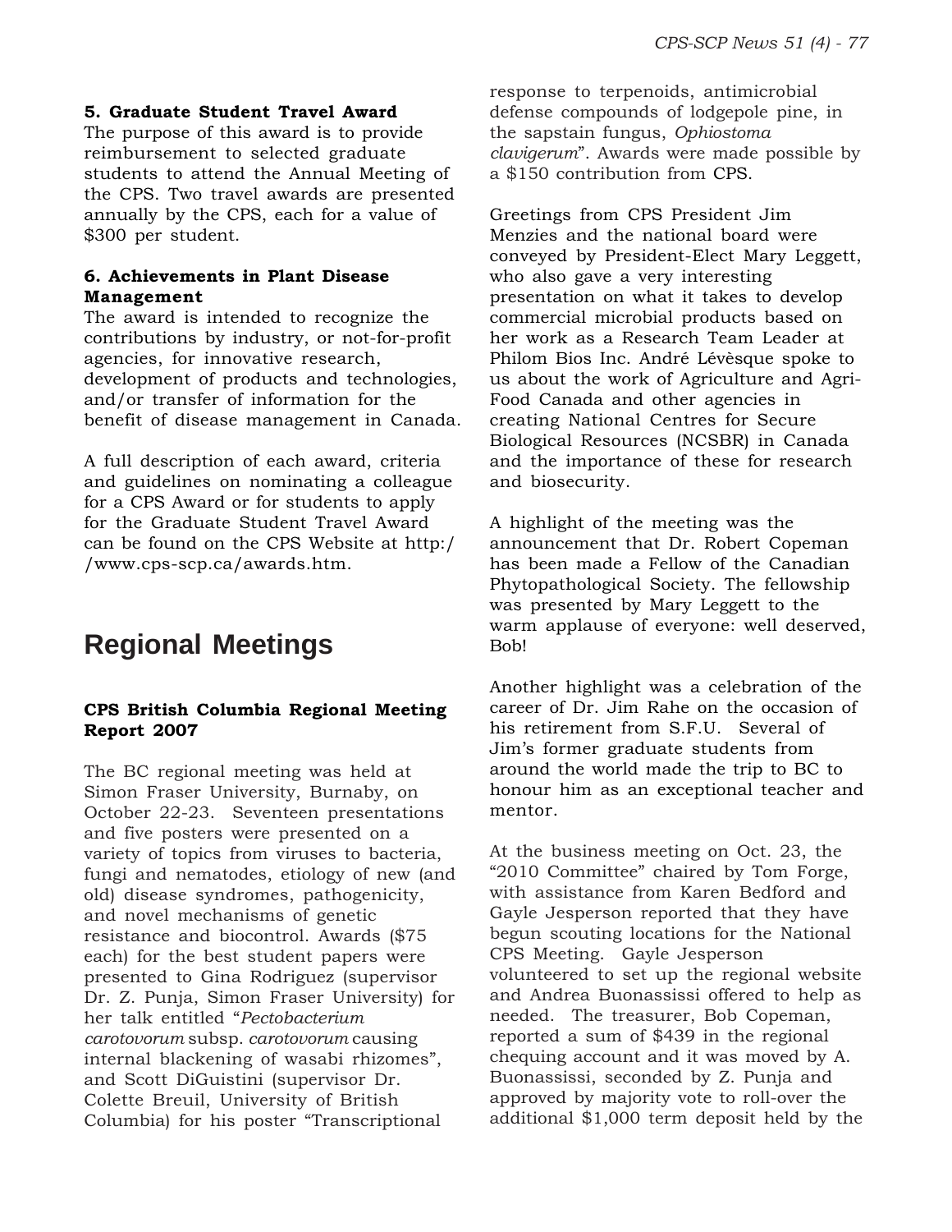**5. Graduate Student Travel Award**

The purpose of this award is to provide reimbursement to selected graduate students to attend the Annual Meeting of the CPS. Two travel awards are presented annually by the CPS, each for a value of $300 per student.

**6. Achievements in Plant Disease Management**

The award is intended to recognize the contributions by industry, or not-for-profit agencies, for innovative research, development of products and technologies, and/or transfer of information for the benefit of disease management in Canada.

A full description of each award, criteria and guidelines on nominating a colleague for a CPS Award or for students to apply for the Graduate Student Travel Award can be found on the CPS Website at http://www.cps-scp.ca/awards.htm.

# Regional Meetings

**CPS British Columbia Regional Meeting Report 2007**

The BC regional meeting was held at Simon Fraser University, Burnaby, on October 22-23. Seventeen presentations and five posters were presented on a variety of topics from viruses to bacteria, fungi and nematodes, etiology of new (and old) disease syndromes, pathogenicity, and novel mechanisms of genetic resistance and biocontrol. Awards ($75 each) for the best student papers were presented to Gina Rodriguez (supervisor Dr. Z. Punja, Simon Fraser University) for her talk entitled "*Pectobacterium carotovorum* subsp. *carotovorum* causing internal blackening of wasabi rhizomes", and Scott DiGuistini (supervisor Dr. Colette Breuil, University of British Columbia) for his poster "Transcriptional response to terpenoids, antimicrobial defense compounds of lodgepole pine, in the sapstain fungus, *Ophiostoma clavigerum*". Awards were made possible by a $150 contribution from CPS.

Greetings from CPS President Jim Menzies and the national board were conveyed by President-Elect Mary Leggett, who also gave a very interesting presentation on what it takes to develop commercial microbial products based on her work as a Research Team Leader at Philom Bios Inc. André Lévèsque spoke to us about the work of Agriculture and Agri-Food Canada and other agencies in creating National Centres for Secure Biological Resources (NCSBR) in Canada and the importance of these for research and biosecurity.

A highlight of the meeting was the announcement that Dr. Robert Copeman has been made a Fellow of the Canadian Phytopathological Society. The fellowship was presented by Mary Leggett to the warm applause of everyone: well deserved, Bob!

Another highlight was a celebration of the career of Dr. Jim Rahe on the occasion of his retirement from S.F.U. Several of Jim's former graduate students from around the world made the trip to BC to honour him as an exceptional teacher and mentor.

At the business meeting on Oct. 23, the "2010 Committee" chaired by Tom Forge, with assistance from Karen Bedford and Gayle Jesperson reported that they have begun scouting locations for the National CPS Meeting. Gayle Jesperson volunteered to set up the regional website and Andrea Buonassissi offered to help as needed. The treasurer, Bob Copeman, reported a sum of $439 in the regional chequing account and it was moved by A. Buonassissi, seconded by Z. Punja and approved by majority vote to roll-over the additional $1,000 term deposit held by the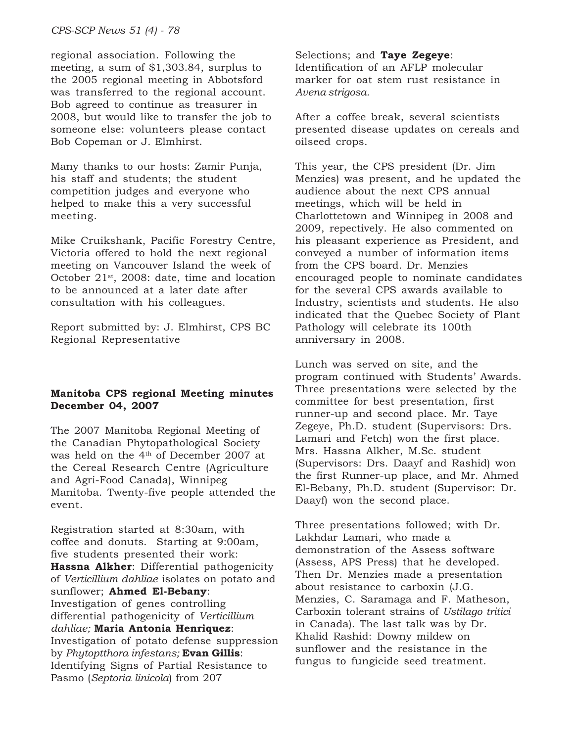regional association. Following the meeting, a sum of $1,303.84, surplus to the 2005 regional meeting in Abbotsford was transferred to the regional account. Bob agreed to continue as treasurer in 2008, but would like to transfer the job to someone else: volunteers please contact Bob Copeman or J. Elmhirst.

Many thanks to our hosts: Zamir Punja, his staff and students; the student competition judges and everyone who helped to make this a very successful meeting.

Mike Cruikshank, Pacific Forestry Centre, Victoria offered to hold the next regional meeting on Vancouver Island the week of October 21st, 2008: date, time and location to be announced at a later date after consultation with his colleagues.

Report submitted by: J. Elmhirst, CPS BC Regional Representative

### Manitoba CPS regional Meeting minutes December 04, 2007

The 2007 Manitoba Regional Meeting of the Canadian Phytopathological Society was held on the 4th of December 2007 at the Cereal Research Centre (Agriculture and Agri-Food Canada), Winnipeg Manitoba. Twenty-five people attended the event.

Registration started at 8:30am, with coffee and donuts. Starting at 9:00am, five students presented their work: **Hassna Alkher**: Differential pathogenicity of *Verticillium dahliae* isolates on potato and sunflower; **Ahmed El-Bebany**: Investigation of genes controlling differential pathogenicity of *Verticillium dahliae;* **Maria Antonia Henriquez**: Investigation of potato defense suppression by *Phytoptthora infestans;* **Evan Gillis**: Identifying Signs of Partial Resistance to Pasmo (*Septoria linicola*) from 207 Selections; and **Taye Zegeye**: Identification of an AFLP molecular marker for oat stem rust resistance in *Avena strigosa.*

After a coffee break, several scientists presented disease updates on cereals and oilseed crops.

This year, the CPS president (Dr. Jim Menzies) was present, and he updated the audience about the next CPS annual meetings, which will be held in Charlottetown and Winnipeg in 2008 and 2009, repectively. He also commented on his pleasant experience as President, and conveyed a number of information items from the CPS board. Dr. Menzies encouraged people to nominate candidates for the several CPS awards available to Industry, scientists and students. He also indicated that the Quebec Society of Plant Pathology will celebrate its 100th anniversary in 2008.

Lunch was served on site, and the program continued with Students' Awards. Three presentations were selected by the committee for best presentation, first runner-up and second place. Mr. Taye Zegeye, Ph.D. student (Supervisors: Drs. Lamari and Fetch) won the first place. Mrs. Hassna Alkher, M.Sc. student (Supervisors: Drs. Daayf and Rashid) won the first Runner-up place, and Mr. Ahmed El-Bebany, Ph.D. student (Supervisor: Dr. Daayf) won the second place.

Three presentations followed; with Dr. Lakhdar Lamari, who made a demonstration of the Assess software (Assess, APS Press) that he developed. Then Dr. Menzies made a presentation about resistance to carboxin (J.G. Menzies, C. Saramaga and F. Matheson, Carboxin tolerant strains of *Ustilago tritici* in Canada). The last talk was by Dr. Khalid Rashid: Downy mildew on sunflower and the resistance in the fungus to fungicide seed treatment.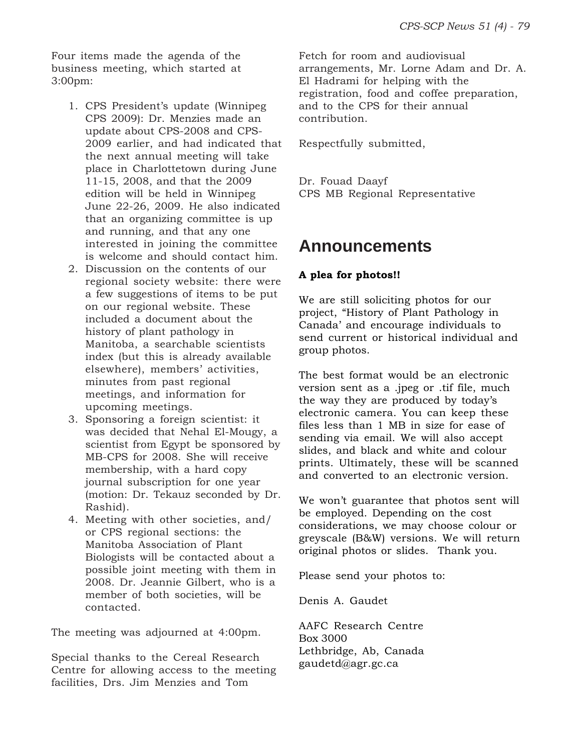Four items made the agenda of the business meeting, which started at 3:00pm:

1. CPS President's update (Winnipeg CPS 2009): Dr. Menzies made an update about CPS-2008 and CPS-2009 earlier, and had indicated that the next annual meeting will take place in Charlottetown during June 11-15, 2008, and that the 2009 edition will be held in Winnipeg June 22-26, 2009. He also indicated that an organizing committee is up and running, and that any one interested in joining the committee is welcome and should contact him.
2. Discussion on the contents of our regional society website: there were a few suggestions of items to be put on our regional website. These included a document about the history of plant pathology in Manitoba, a searchable scientists index (but this is already available elsewhere), members' activities, minutes from past regional meetings, and information for upcoming meetings.
3. Sponsoring a foreign scientist: it was decided that Nehal El-Mougy, a scientist from Egypt be sponsored by MB-CPS for 2008. She will receive membership, with a hard copy journal subscription for one year (motion: Dr. Tekauz seconded by Dr. Rashid).
4. Meeting with other societies, and/or CPS regional sections: the Manitoba Association of Plant Biologists will be contacted about a possible joint meeting with them in 2008. Dr. Jeannie Gilbert, who is a member of both societies, will be contacted.

The meeting was adjourned at 4:00pm.

Special thanks to the Cereal Research Centre for allowing access to the meeting facilities, Drs. Jim Menzies and Tom Fetch for room and audiovisual arrangements, Mr. Lorne Adam and Dr. A. El Hadrami for helping with the registration, food and coffee preparation, and to the CPS for their annual contribution.

Respectfully submitted,

Dr. Fouad Daayf
CPS MB Regional Representative

# Announcements

**A plea for photos!!**

We are still soliciting photos for our project, "History of Plant Pathology in Canada' and encourage individuals to send current or historical individual and group photos.

The best format would be an electronic version sent as a .jpeg or .tif file, much the way they are produced by today's electronic camera. You can keep these files less than 1 MB in size for ease of sending via email. We will also accept slides, and black and white and colour prints. Ultimately, these will be scanned and converted to an electronic version.

We won't guarantee that photos sent will be employed. Depending on the cost considerations, we may choose colour or greyscale (B&W) versions. We will return original photos or slides. Thank you.

Please send your photos to:

Denis A. Gaudet

AAFC Research Centre
Box 3000
Lethbridge, Ab, Canada
gaudetd@agr.gc.ca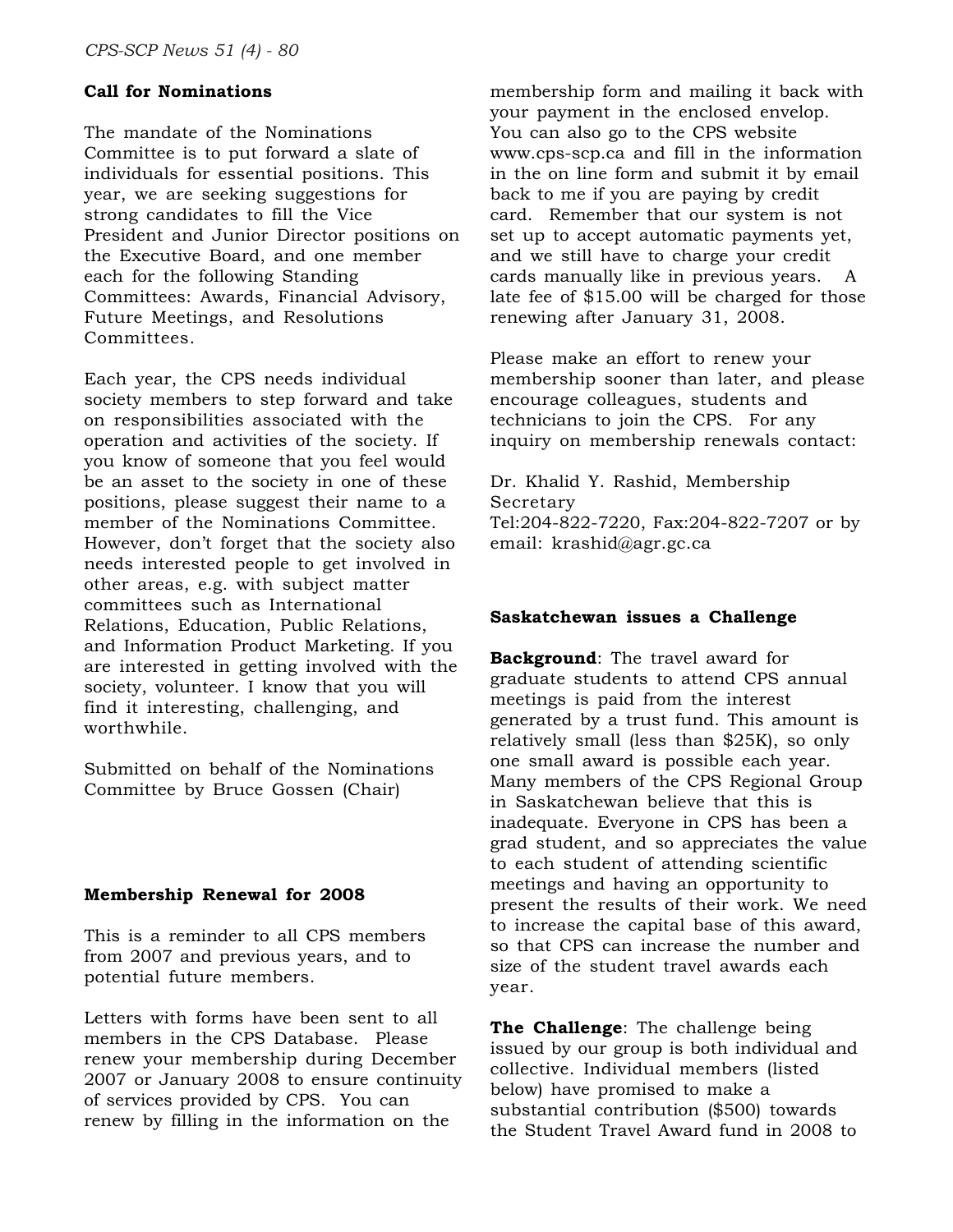**Call for Nominations**

The mandate of the Nominations Committee is to put forward a slate of individuals for essential positions. This year, we are seeking suggestions for strong candidates to fill the Vice President and Junior Director positions on the Executive Board, and one member each for the following Standing Committees: Awards, Financial Advisory, Future Meetings, and Resolutions Committees.

Each year, the CPS needs individual society members to step forward and take on responsibilities associated with the operation and activities of the society. If you know of someone that you feel would be an asset to the society in one of these positions, please suggest their name to a member of the Nominations Committee. However, don't forget that the society also needs interested people to get involved in other areas, e.g. with subject matter committees such as International Relations, Education, Public Relations, and Information Product Marketing. If you are interested in getting involved with the society, volunteer. I know that you will find it interesting, challenging, and worthwhile.

Submitted on behalf of the Nominations Committee by Bruce Gossen (Chair)

**Membership Renewal for 2008**

This is a reminder to all CPS members from 2007 and previous years, and to potential future members.

Letters with forms have been sent to all members in the CPS Database. Please renew your membership during December 2007 or January 2008 to ensure continuity of services provided by CPS. You can renew by filling in the information on the membership form and mailing it back with your payment in the enclosed envelop. You can also go to the CPS website www.cps-scp.ca and fill in the information in the on line form and submit it by email back to me if you are paying by credit card. Remember that our system is not set up to accept automatic payments yet, and we still have to charge your credit cards manually like in previous years. A late fee of $15.00 will be charged for those renewing after January 31, 2008.

Please make an effort to renew your membership sooner than later, and please encourage colleagues, students and technicians to join the CPS. For any inquiry on membership renewals contact:

Dr. Khalid Y. Rashid, Membership Secretary
Tel:204-822-7220, Fax:204-822-7207 or by email: krashid@agr.gc.ca

**Saskatchewan issues a Challenge**

**Background**: The travel award for graduate students to attend CPS annual meetings is paid from the interest generated by a trust fund. This amount is relatively small (less than $25K), so only one small award is possible each year. Many members of the CPS Regional Group in Saskatchewan believe that this is inadequate. Everyone in CPS has been a grad student, and so appreciates the value to each student of attending scientific meetings and having an opportunity to present the results of their work. We need to increase the capital base of this award, so that CPS can increase the number and size of the student travel awards each year.

**The Challenge**: The challenge being issued by our group is both individual and collective. Individual members (listed below) have promised to make a substantial contribution ($500) towards the Student Travel Award fund in 2008 to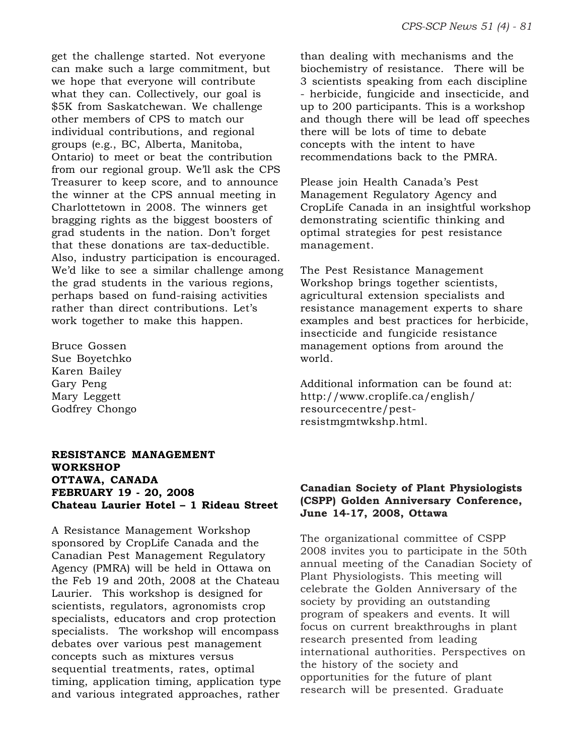get the challenge started. Not everyone can make such a large commitment, but we hope that everyone will contribute what they can. Collectively, our goal is $5K from Saskatchewan. We challenge other members of CPS to match our individual contributions, and regional groups (e.g., BC, Alberta, Manitoba, Ontario) to meet or beat the contribution from our regional group. We'll ask the CPS Treasurer to keep score, and to announce the winner at the CPS annual meeting in Charlottetown in 2008. The winners get bragging rights as the biggest boosters of grad students in the nation. Don't forget that these donations are tax-deductible. Also, industry participation is encouraged. We'd like to see a similar challenge among the grad students in the various regions, perhaps based on fund-raising activities rather than direct contributions. Let's work together to make this happen.

Bruce Gossen
Sue Boyetchko
Karen Bailey
Gary Peng
Mary Leggett
Godfrey Chongo

**RESISTANCE MANAGEMENT WORKSHOP**
**OTTAWA, CANADA**
**FEBRUARY 19 - 20, 2008**
**Chateau Laurier Hotel – 1 Rideau Street**

A Resistance Management Workshop sponsored by CropLife Canada and the Canadian Pest Management Regulatory Agency (PMRA) will be held in Ottawa on the Feb 19 and 20th, 2008 at the Chateau Laurier. This workshop is designed for scientists, regulators, agronomists crop specialists, educators and crop protection specialists. The workshop will encompass debates over various pest management concepts such as mixtures versus sequential treatments, rates, optimal timing, application timing, application type and various integrated approaches, rather than dealing with mechanisms and the biochemistry of resistance. There will be 3 scientists speaking from each discipline - herbicide, fungicide and insecticide, and up to 200 participants. This is a workshop and though there will be lead off speeches there will be lots of time to debate concepts with the intent to have recommendations back to the PMRA.

Please join Health Canada's Pest Management Regulatory Agency and CropLife Canada in an insightful workshop demonstrating scientific thinking and optimal strategies for pest resistance management.

The Pest Resistance Management Workshop brings together scientists, agricultural extension specialists and resistance management experts to share examples and best practices for herbicide, insecticide and fungicide resistance management options from around the world.

Additional information can be found at: http://www.croplife.ca/english/resourcecentre/pest-resistmgmtwkshp.html.

**Canadian Society of Plant Physiologists (CSPP) Golden Anniversary Conference, June 14-17, 2008, Ottawa**

The organizational committee of CSPP 2008 invites you to participate in the 50th annual meeting of the Canadian Society of Plant Physiologists. This meeting will celebrate the Golden Anniversary of the society by providing an outstanding program of speakers and events. It will focus on current breakthroughs in plant research presented from leading international authorities. Perspectives on the history of the society and opportunities for the future of plant research will be presented. Graduate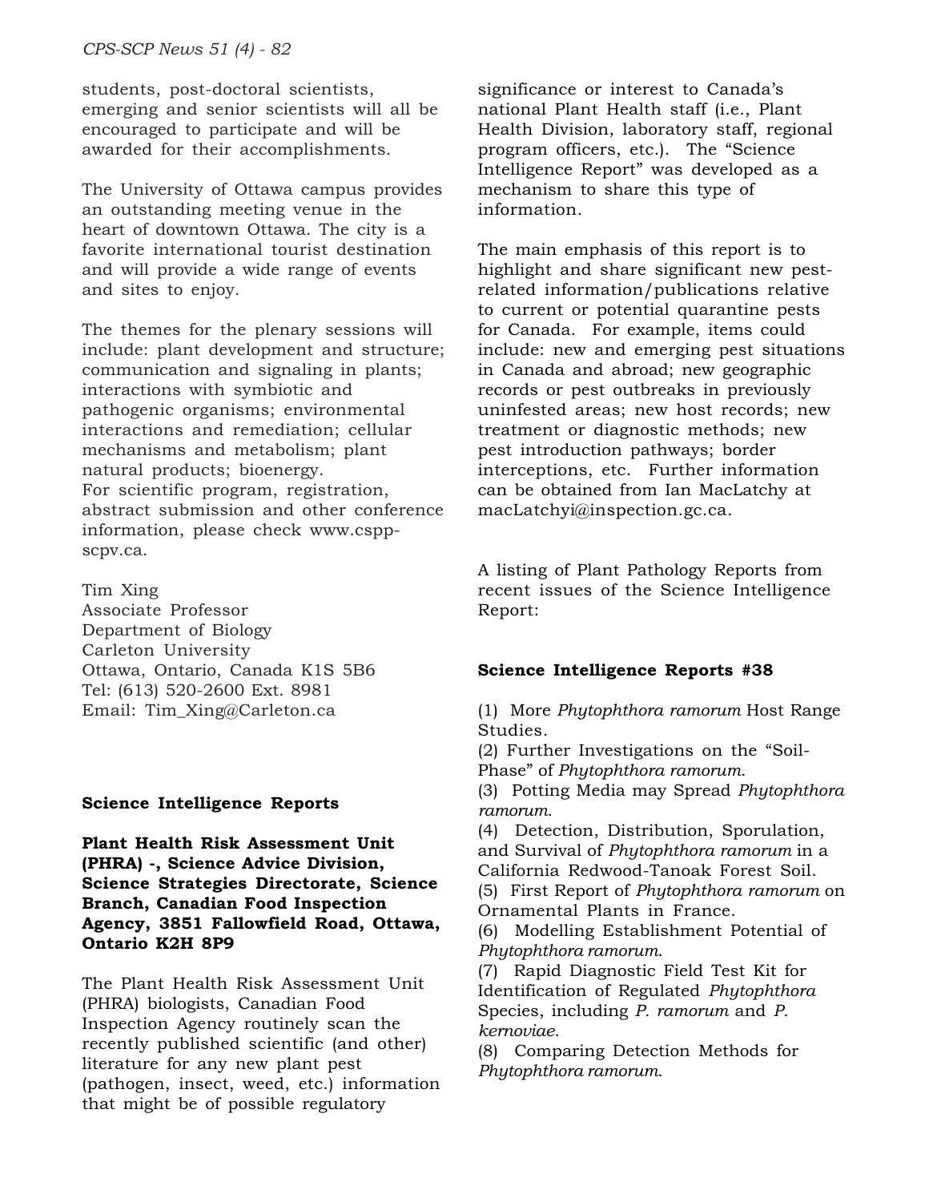students, post-doctoral scientists, emerging and senior scientists will all be encouraged to participate and will be awarded for their accomplishments.

The University of Ottawa campus provides an outstanding meeting venue in the heart of downtown Ottawa. The city is a favorite international tourist destination and will provide a wide range of events and sites to enjoy.

The themes for the plenary sessions will include: plant development and structure; communication and signaling in plants; interactions with symbiotic and pathogenic organisms; environmental interactions and remediation; cellular mechanisms and metabolism; plant natural products; bioenergy.
For scientific program, registration, abstract submission and other conference information, please check www.cspp-scpv.ca.

Tim Xing
Associate Professor
Department of Biology
Carleton University
Ottawa, Ontario, Canada K1S 5B6
Tel: (613) 520-2600 Ext. 8981
Email: Tim_Xing@Carleton.ca

## Science Intelligence Reports

**Plant Health Risk Assessment Unit (PHRA) -, Science Advice Division, Science Strategies Directorate, Science Branch, Canadian Food Inspection Agency, 3851 Fallowfield Road, Ottawa, Ontario K2H 8P9**

The Plant Health Risk Assessment Unit (PHRA) biologists, Canadian Food Inspection Agency routinely scan the recently published scientific (and other) literature for any new plant pest (pathogen, insect, weed, etc.) information that might be of possible regulatory significance or interest to Canada's national Plant Health staff (i.e., Plant Health Division, laboratory staff, regional program officers, etc.). The "Science Intelligence Report" was developed as a mechanism to share this type of information.

The main emphasis of this report is to highlight and share significant new pest-related information/publications relative to current or potential quarantine pests for Canada. For example, items could include: new and emerging pest situations in Canada and abroad; new geographic records or pest outbreaks in previously uninfested areas; new host records; new treatment or diagnostic methods; new pest introduction pathways; border interceptions, etc. Further information can be obtained from Ian MacLatchy at macLatchyi@inspection.gc.ca.

A listing of Plant Pathology Reports from recent issues of the Science Intelligence Report:

**Science Intelligence Reports #38**

(1) More *Phytophthora ramorum* Host Range Studies.
(2) Further Investigations on the "Soil-Phase" of *Phytophthora ramorum*.
(3) Potting Media may Spread *Phytophthora ramorum*.
(4) Detection, Distribution, Sporulation, and Survival of *Phytophthora ramorum* in a California Redwood-Tanoak Forest Soil.
(5) First Report of *Phytophthora ramorum* on Ornamental Plants in France.
(6) Modelling Establishment Potential of *Phytophthora ramorum*.
(7) Rapid Diagnostic Field Test Kit for Identification of Regulated *Phytophthora* Species, including *P. ramorum* and *P. kernoviae*.
(8) Comparing Detection Methods for *Phytophthora ramorum*.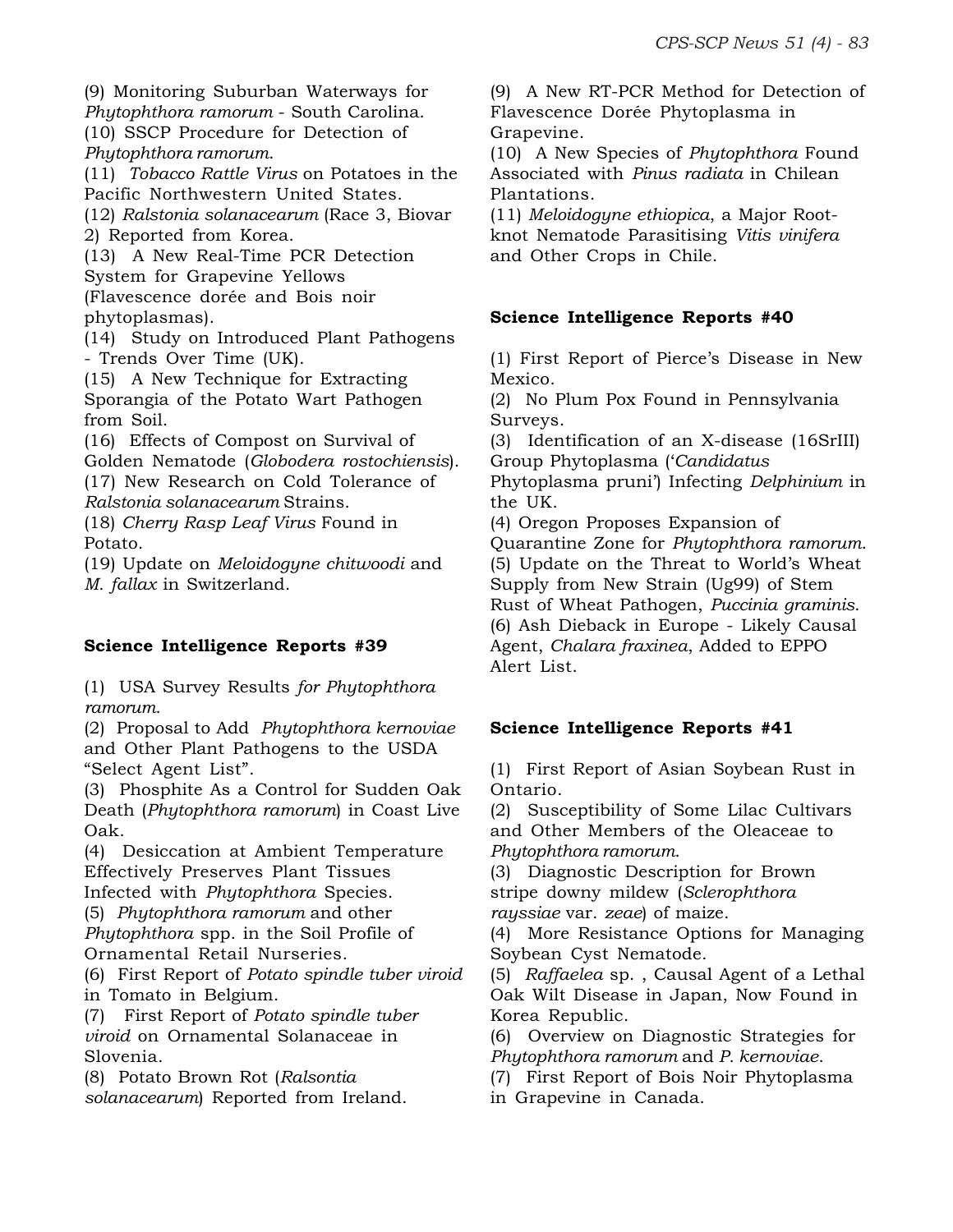(9) Monitoring Suburban Waterways for *Phytophthora ramorum* - South Carolina.
(10) SSCP Procedure for Detection of *Phytophthora ramorum*.
(11) *Tobacco Rattle Virus* on Potatoes in the Pacific Northwestern United States.
(12) *Ralstonia solanacearum* (Race 3, Biovar 2) Reported from Korea.
(13) A New Real-Time PCR Detection System for Grapevine Yellows (Flavescence dorée and Bois noir phytoplasmas).
(14) Study on Introduced Plant Pathogens - Trends Over Time (UK).
(15) A New Technique for Extracting Sporangia of the Potato Wart Pathogen from Soil.
(16) Effects of Compost on Survival of Golden Nematode (*Globodera rostochiensis*).
(17) New Research on Cold Tolerance of *Ralstonia solanacearum* Strains.
(18) *Cherry Rasp Leaf Virus* Found in Potato.
(19) Update on *Meloidogyne chitwoodi* and *M. fallax* in Switzerland.

**Science Intelligence Reports #39**

(1) USA Survey Results *for Phytophthora ramorum*.
(2) Proposal to Add *Phytophthora kernoviae* and Other Plant Pathogens to the USDA "Select Agent List".
(3) Phosphite As a Control for Sudden Oak Death (*Phytophthora ramorum*) in Coast Live Oak.
(4) Desiccation at Ambient Temperature Effectively Preserves Plant Tissues Infected with *Phytophthora* Species.
(5) *Phytophthora ramorum* and other *Phytophthora* spp. in the Soil Profile of Ornamental Retail Nurseries.
(6) First Report of *Potato spindle tuber viroid* in Tomato in Belgium.
(7) First Report of *Potato spindle tuber viroid* on Ornamental Solanaceae in Slovenia.
(8) Potato Brown Rot (*Ralsontia solanacearum*) Reported from Ireland.
(9) A New RT-PCR Method for Detection of Flavescence Dorée Phytoplasma in Grapevine.
(10) A New Species of *Phytophthora* Found Associated with *Pinus radiata* in Chilean Plantations.
(11) *Meloidogyne ethiopica*, a Major Root-knot Nematode Parasitising *Vitis vinifera* and Other Crops in Chile.

**Science Intelligence Reports #40**

(1) First Report of Pierce's Disease in New Mexico.
(2) No Plum Pox Found in Pennsylvania Surveys.
(3) Identification of an X-disease (16SrIII) Group Phytoplasma ('*Candidatus* Phytoplasma pruni') Infecting *Delphinium* in the UK.
(4) Oregon Proposes Expansion of Quarantine Zone for *Phytophthora ramorum*.
(5) Update on the Threat to World's Wheat Supply from New Strain (Ug99) of Stem Rust of Wheat Pathogen, *Puccinia graminis*.
(6) Ash Dieback in Europe - Likely Causal Agent, *Chalara fraxinea*, Added to EPPO Alert List.

**Science Intelligence Reports #41**

(1) First Report of Asian Soybean Rust in Ontario.
(2) Susceptibility of Some Lilac Cultivars and Other Members of the Oleaceae to *Phytophthora ramorum*.
(3) Diagnostic Description for Brown stripe downy mildew (*Sclerophthora rayssiae* var. *zeae*) of maize.
(4) More Resistance Options for Managing Soybean Cyst Nematode.
(5) *Raffaelea* sp. , Causal Agent of a Lethal Oak Wilt Disease in Japan, Now Found in Korea Republic.
(6) Overview on Diagnostic Strategies for *Phytophthora ramorum* and *P. kernoviae*.
(7) First Report of Bois Noir Phytoplasma in Grapevine in Canada.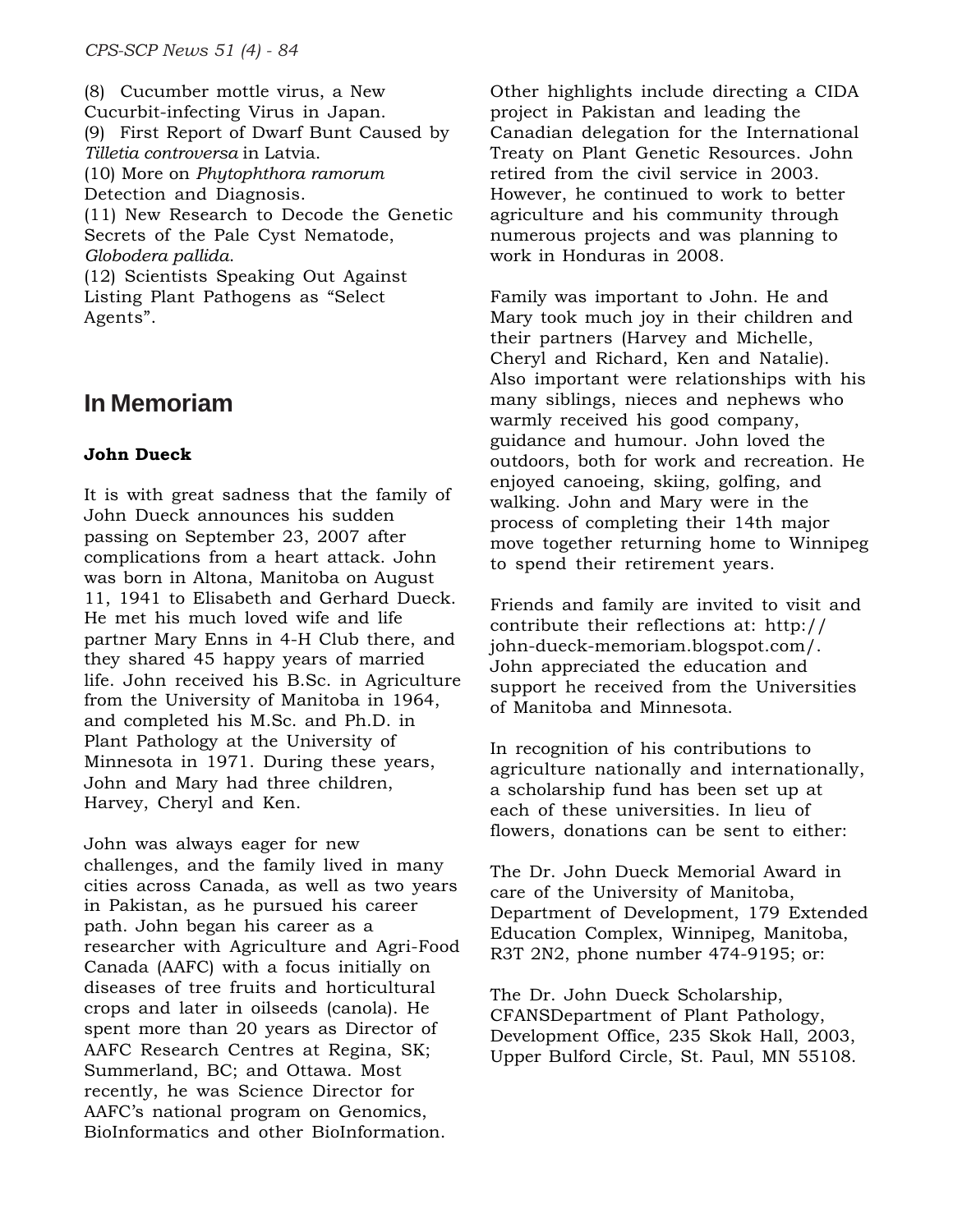(8) Cucumber mottle virus, a New Cucurbit-infecting Virus in Japan.
(9) First Report of Dwarf Bunt Caused by *Tilletia controversa* in Latvia.
(10) More on *Phytophthora ramorum* Detection and Diagnosis.
(11) New Research to Decode the Genetic Secrets of the Pale Cyst Nematode, *Globodera pallida*.
(12) Scientists Speaking Out Against Listing Plant Pathogens as "Select Agents".

## In Memoriam

**John Dueck**

It is with great sadness that the family of John Dueck announces his sudden passing on September 23, 2007 after complications from a heart attack. John was born in Altona, Manitoba on August 11, 1941 to Elisabeth and Gerhard Dueck. He met his much loved wife and life partner Mary Enns in 4-H Club there, and they shared 45 happy years of married life. John received his B.Sc. in Agriculture from the University of Manitoba in 1964, and completed his M.Sc. and Ph.D. in Plant Pathology at the University of Minnesota in 1971. During these years, John and Mary had three children, Harvey, Cheryl and Ken.

John was always eager for new challenges, and the family lived in many cities across Canada, as well as two years in Pakistan, as he pursued his career path. John began his career as a researcher with Agriculture and Agri-Food Canada (AAFC) with a focus initially on diseases of tree fruits and horticultural crops and later in oilseeds (canola). He spent more than 20 years as Director of AAFC Research Centres at Regina, SK; Summerland, BC; and Ottawa. Most recently, he was Science Director for AAFC's national program on Genomics, BioInformatics and other BioInformation. Other highlights include directing a CIDA project in Pakistan and leading the Canadian delegation for the International Treaty on Plant Genetic Resources. John retired from the civil service in 2003. However, he continued to work to better agriculture and his community through numerous projects and was planning to work in Honduras in 2008.

Family was important to John. He and Mary took much joy in their children and their partners (Harvey and Michelle, Cheryl and Richard, Ken and Natalie). Also important were relationships with his many siblings, nieces and nephews who warmly received his good company, guidance and humour. John loved the outdoors, both for work and recreation. He enjoyed canoeing, skiing, golfing, and walking. John and Mary were in the process of completing their 14th major move together returning home to Winnipeg to spend their retirement years.

Friends and family are invited to visit and contribute their reflections at: http://john-dueck-memoriam.blogspot.com/. John appreciated the education and support he received from the Universities of Manitoba and Minnesota.

In recognition of his contributions to agriculture nationally and internationally, a scholarship fund has been set up at each of these universities. In lieu of flowers, donations can be sent to either:

The Dr. John Dueck Memorial Award in care of the University of Manitoba, Department of Development, 179 Extended Education Complex, Winnipeg, Manitoba, R3T 2N2, phone number 474-9195; or:

The Dr. John Dueck Scholarship, CFANSDepartment of Plant Pathology, Development Office, 235 Skok Hall, 2003, Upper Bulford Circle, St. Paul, MN 55108.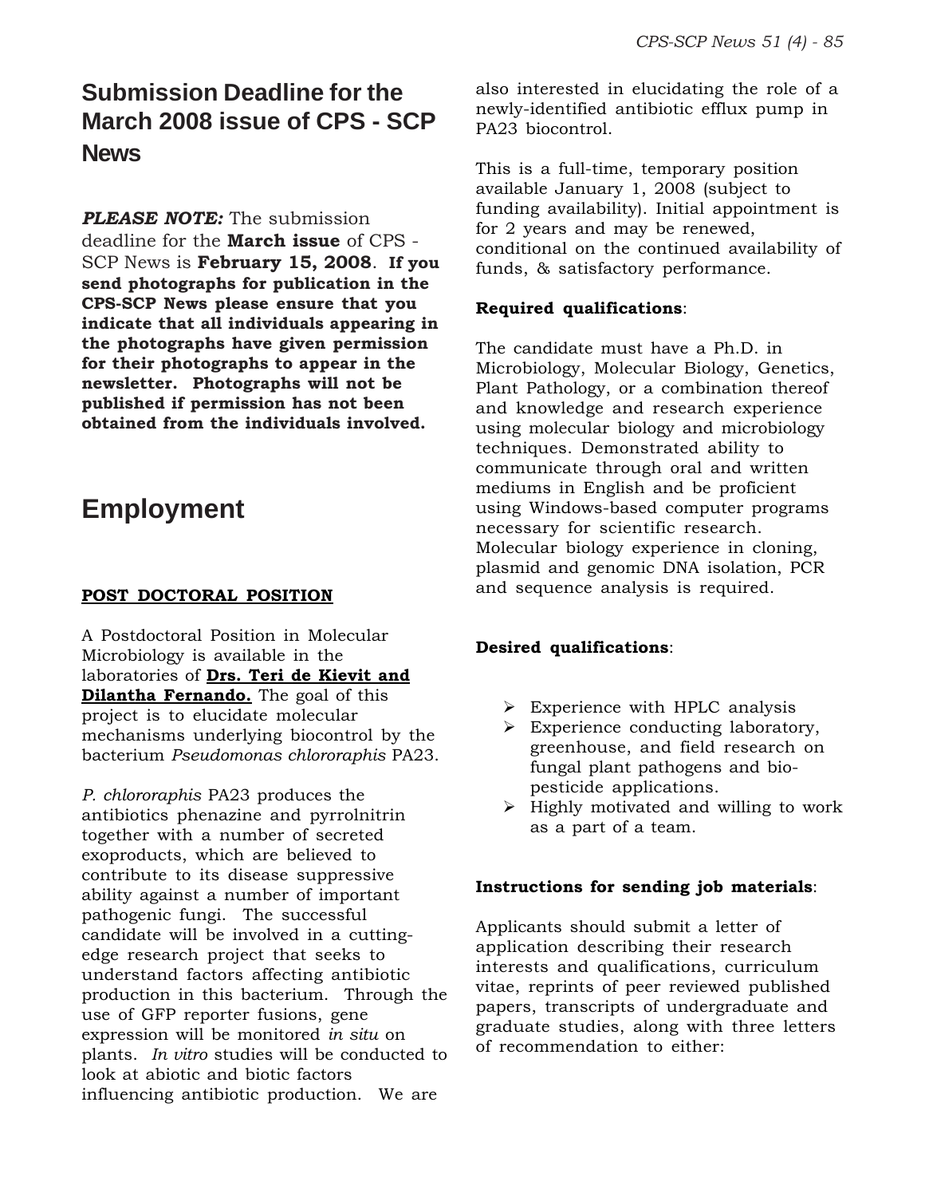## Submission Deadline for the March 2008 issue of CPS - SCP News

***PLEASE NOTE:*** The submission deadline for the **March issue** of CPS - SCP News is **February 15, 2008**. **If you send photographs for publication in the CPS-SCP News please ensure that you indicate that all individuals appearing in the photographs have given permission for their photographs to appear in the newsletter. Photographs will not be published if permission has not been obtained from the individuals involved.**

# Employment

### POST DOCTORAL POSITION

A Postdoctoral Position in Molecular Microbiology is available in the laboratories of **Drs. Teri de Kievit and Dilantha Fernando.** The goal of this project is to elucidate molecular mechanisms underlying biocontrol by the bacterium *Pseudomonas chlororaphis* PA23.

*P. chlororaphis* PA23 produces the antibiotics phenazine and pyrrolnitrin together with a number of secreted exoproducts, which are believed to contribute to its disease suppressive ability against a number of important pathogenic fungi. The successful candidate will be involved in a cutting-edge research project that seeks to understand factors affecting antibiotic production in this bacterium. Through the use of GFP reporter fusions, gene expression will be monitored *in situ* on plants. *In vitro* studies will be conducted to look at abiotic and biotic factors influencing antibiotic production. We are also interested in elucidating the role of a newly-identified antibiotic efflux pump in PA23 biocontrol.

This is a full-time, temporary position available January 1, 2008 (subject to funding availability). Initial appointment is for 2 years and may be renewed, conditional on the continued availability of funds, & satisfactory performance.

**Required qualifications**:

The candidate must have a Ph.D. in Microbiology, Molecular Biology, Genetics, Plant Pathology, or a combination thereof and knowledge and research experience using molecular biology and microbiology techniques. Demonstrated ability to communicate through oral and written mediums in English and be proficient using Windows-based computer programs necessary for scientific research. Molecular biology experience in cloning, plasmid and genomic DNA isolation, PCR and sequence analysis is required.

**Desired qualifications**:

- Experience with HPLC analysis
- Experience conducting laboratory, greenhouse, and field research on fungal plant pathogens and bio-pesticide applications.
- Highly motivated and willing to work as a part of a team.

**Instructions for sending job materials**:

Applicants should submit a letter of application describing their research interests and qualifications, curriculum vitae, reprints of peer reviewed published papers, transcripts of undergraduate and graduate studies, along with three letters of recommendation to either: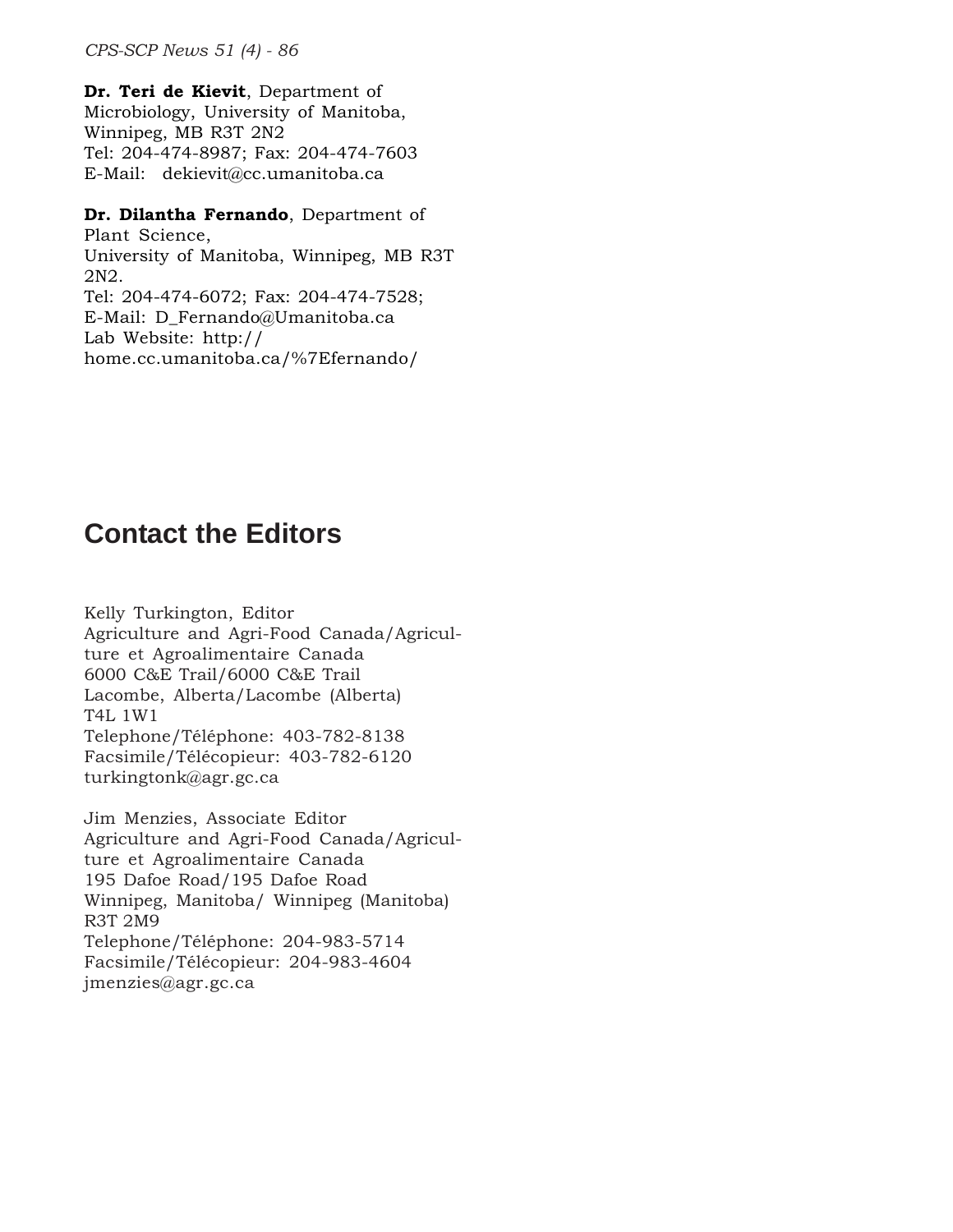**Dr. Teri de Kievit**, Department of Microbiology, University of Manitoba, Winnipeg, MB R3T 2N2
Tel: 204-474-8987; Fax: 204-474-7603
E-Mail: dekievit@cc.umanitoba.ca

**Dr. Dilantha Fernando**, Department of Plant Science,
University of Manitoba, Winnipeg, MB R3T 2N2.
Tel: 204-474-6072; Fax: 204-474-7528;
E-Mail: D_Fernando@Umanitoba.ca
Lab Website: http://home.cc.umanitoba.ca/%7Efernando/

## Contact the Editors

Kelly Turkington, Editor
Agriculture and Agri-Food Canada/Agriculture et Agroalimentaire Canada
6000 C&E Trail/6000 C&E Trail
Lacombe, Alberta/Lacombe (Alberta)
T4L 1W1
Telephone/Téléphone: 403-782-8138
Facsimile/Télécopieur: 403-782-6120
turkingtonk@agr.gc.ca

Jim Menzies, Associate Editor
Agriculture and Agri-Food Canada/Agriculture et Agroalimentaire Canada
195 Dafoe Road/195 Dafoe Road
Winnipeg, Manitoba/ Winnipeg (Manitoba)
R3T 2M9
Telephone/Téléphone: 204-983-5714
Facsimile/Télécopieur: 204-983-4604
jmenzies@agr.gc.ca